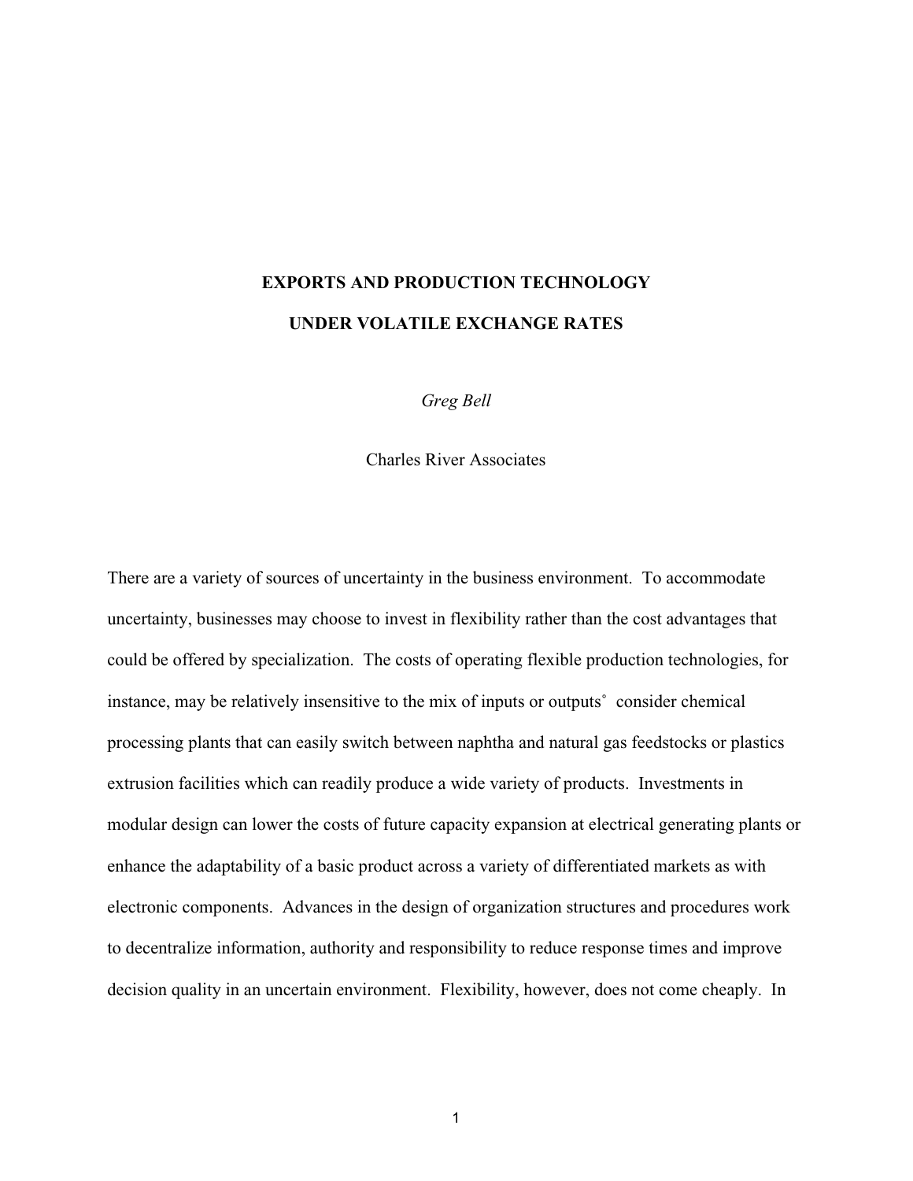# EXPORTS AND PRODUCTION TECHNOLOGY UNDER VOLATILE EXCHANGE RATES

*Greg Bell*

Charles River Associates

There are a variety of sources of uncertainty in the business environment. To accommodate uncertainty, businesses may choose to invest in flexibility rather than the cost advantages that could be offered by specialization. The costs of operating flexible production technologies, for instance, may be relatively insensitive to the mix of inputs or outputs˚ consider chemical processing plants that can easily switch between naphtha and natural gas feedstocks or plastics extrusion facilities which can readily produce a wide variety of products. Investments in modular design can lower the costs of future capacity expansion at electrical generating plants or enhance the adaptability of a basic product across a variety of differentiated markets as with electronic components. Advances in the design of organization structures and procedures work to decentralize information, authority and responsibility to reduce response times and improve decision quality in an uncertain environment. Flexibility, however, does not come cheaply. In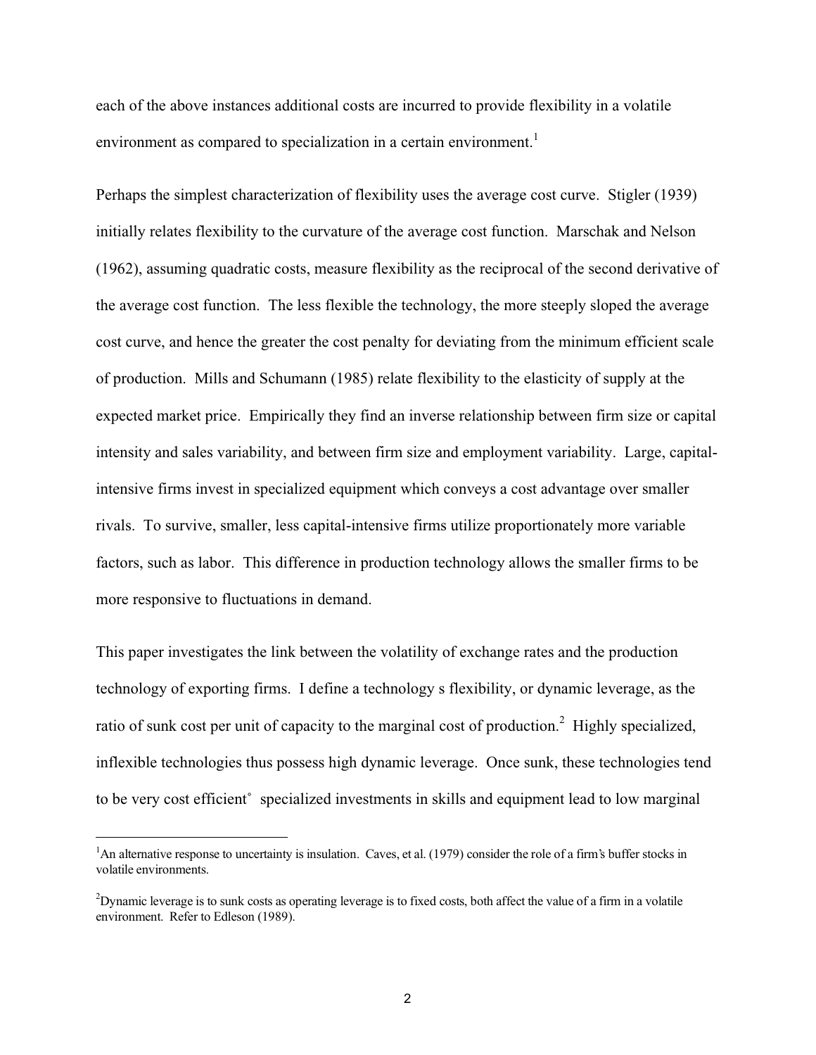each of the above instances additional costs are incurred to provide flexibility in a volatile environment as compared to specialization in a certain environment.[1]

Perhaps the simplest characterization of flexibility uses the average cost curve. Stigler (1939) initially relates flexibility to the curvature of the average cost function. Marschak and Nelson (1962), assuming quadratic costs, measure flexibility as the reciprocal of the second derivative of the average cost function. The less flexible the technology, the more steeply sloped the average cost curve, and hence the greater the cost penalty for deviating from the minimum efficient scale of production. Mills and Schumann (1985) relate flexibility to the elasticity of supply at the expected market price. Empirically they find an inverse relationship between firm size or capital intensity and sales variability, and between firm size and employment variability. Large, capital-intensive firms invest in specialized equipment which conveys a cost advantage over smaller rivals. To survive, smaller, less capital-intensive firms utilize proportionately more variable factors, such as labor. This difference in production technology allows the smaller firms to be more responsive to fluctuations in demand.

This paper investigates the link between the volatility of exchange rates and the production technology of exporting firms. I define a technology s flexibility, or dynamic leverage, as the ratio of sunk cost per unit of capacity to the marginal cost of production.[2] Highly specialized, inflexible technologies thus possess high dynamic leverage. Once sunk, these technologies tend to be very cost efficient˚ specialized investments in skills and equipment lead to low marginal

[1]An alternative response to uncertainty is insulation. Caves, et al. (1979) consider the role of a firm's buffer stocks in volatile environments.

[2]Dynamic leverage is to sunk costs as operating leverage is to fixed costs, both affect the value of a firm in a volatile environment. Refer to Edleson (1989).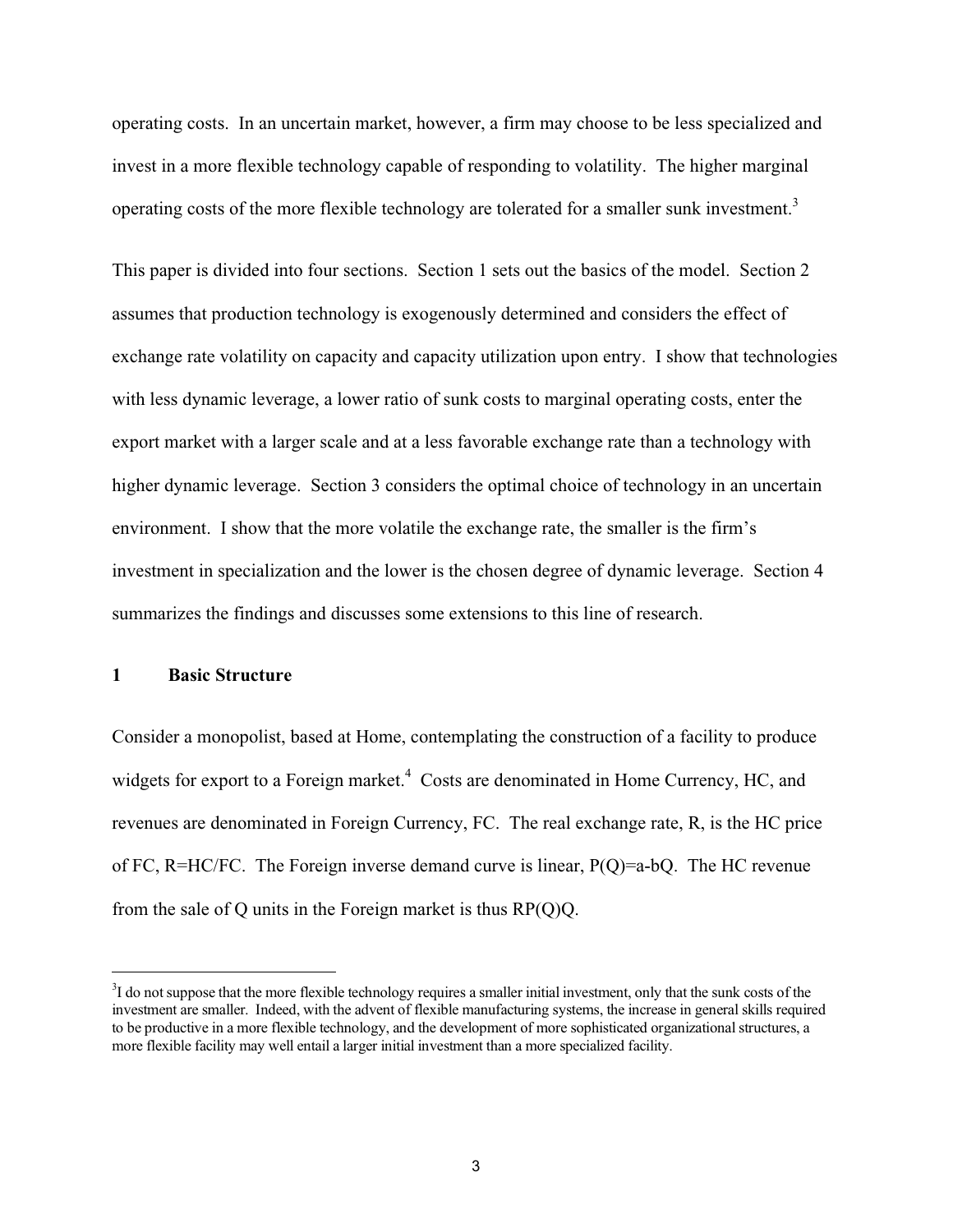operating costs. In an uncertain market, however, a firm may choose to be less specialized and invest in a more flexible technology capable of responding to volatility. The higher marginal operating costs of the more flexible technology are tolerated for a smaller sunk investment.[3]

This paper is divided into four sections. Section 1 sets out the basics of the model. Section 2 assumes that production technology is exogenously determined and considers the effect of exchange rate volatility on capacity and capacity utilization upon entry. I show that technologies with less dynamic leverage, a lower ratio of sunk costs to marginal operating costs, enter the export market with a larger scale and at a less favorable exchange rate than a technology with higher dynamic leverage. Section 3 considers the optimal choice of technology in an uncertain environment. I show that the more volatile the exchange rate, the smaller is the firm's investment in specialization and the lower is the chosen degree of dynamic leverage. Section 4 summarizes the findings and discusses some extensions to this line of research.

## 1 Basic Structure

Consider a monopolist, based at Home, contemplating the construction of a facility to produce widgets for export to a Foreign market.[4] Costs are denominated in Home Currency, HC, and revenues are denominated in Foreign Currency, FC. The real exchange rate, $R$, is the HC price of FC, $R$=HC/FC. The Foreign inverse demand curve is linear, $P(Q)=a-bQ$. The HC revenue from the sale of $Q$ units in the Foreign market is thus $RP(Q)Q$.

---

[3] I do not suppose that the more flexible technology requires a smaller initial investment, only that the sunk costs of the investment are smaller. Indeed, with the advent of flexible manufacturing systems, the increase in general skills required to be productive in a more flexible technology, and the development of more sophisticated organizational structures, a more flexible facility may well entail a larger initial investment than a more specialized facility.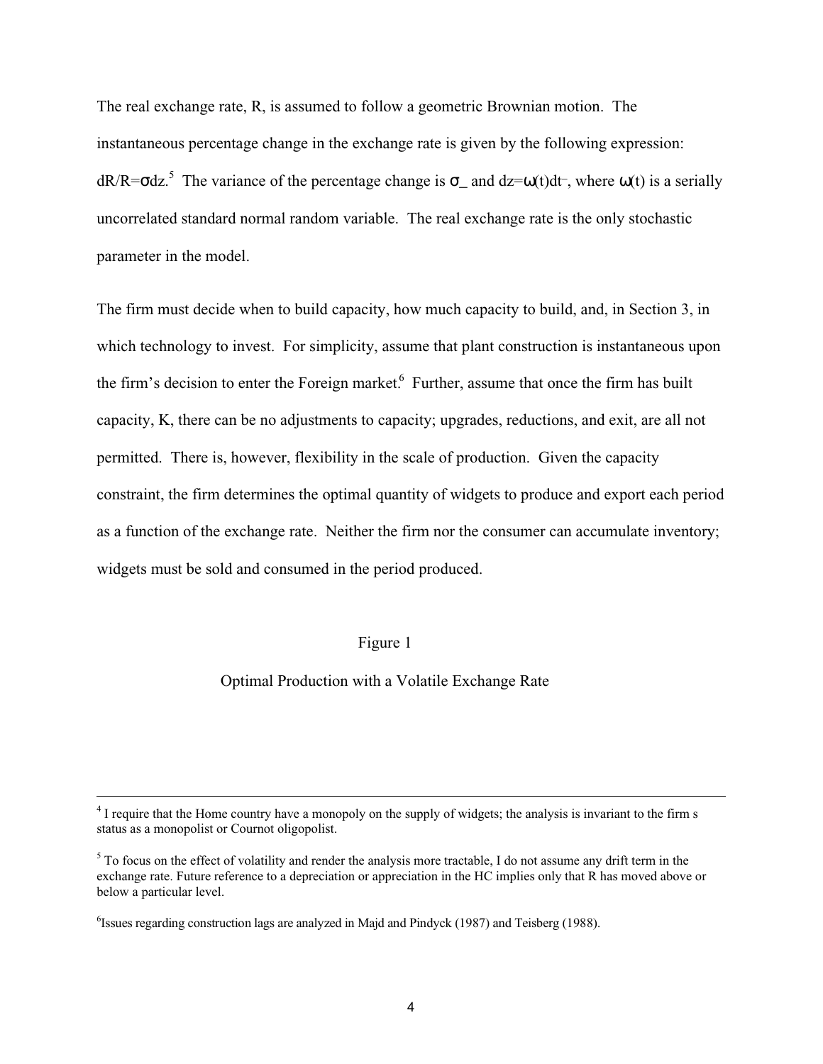The real exchange rate, R, is assumed to follow a geometric Brownian motion. The instantaneous percentage change in the exchange rate is given by the following expression: $dR/R=\sigma dz$.[5] The variance of the percentage change is $\sigma^2$ and $dz=\omega(t)dt^{1/2}$, where $\omega(t)$ is a serially uncorrelated standard normal random variable. The real exchange rate is the only stochastic parameter in the model.

The firm must decide when to build capacity, how much capacity to build, and, in Section 3, in which technology to invest. For simplicity, assume that plant construction is instantaneous upon the firm's decision to enter the Foreign market.[6] Further, assume that once the firm has built capacity, K, there can be no adjustments to capacity; upgrades, reductions, and exit, are all not permitted. There is, however, flexibility in the scale of production. Given the capacity constraint, the firm determines the optimal quantity of widgets to produce and export each period as a function of the exchange rate. Neither the firm nor the consumer can accumulate inventory; widgets must be sold and consumed in the period produced.

Figure 1

Optimal Production with a Volatile Exchange Rate

---

[4] I require that the Home country have a monopoly on the supply of widgets; the analysis is invariant to the firm s status as a monopolist or Cournot oligopolist.

[5] To focus on the effect of volatility and render the analysis more tractable, I do not assume any drift term in the exchange rate. Future reference to a depreciation or appreciation in the HC implies only that R has moved above or below a particular level.

[6] Issues regarding construction lags are analyzed in Majd and Pindyck (1987) and Teisberg (1988).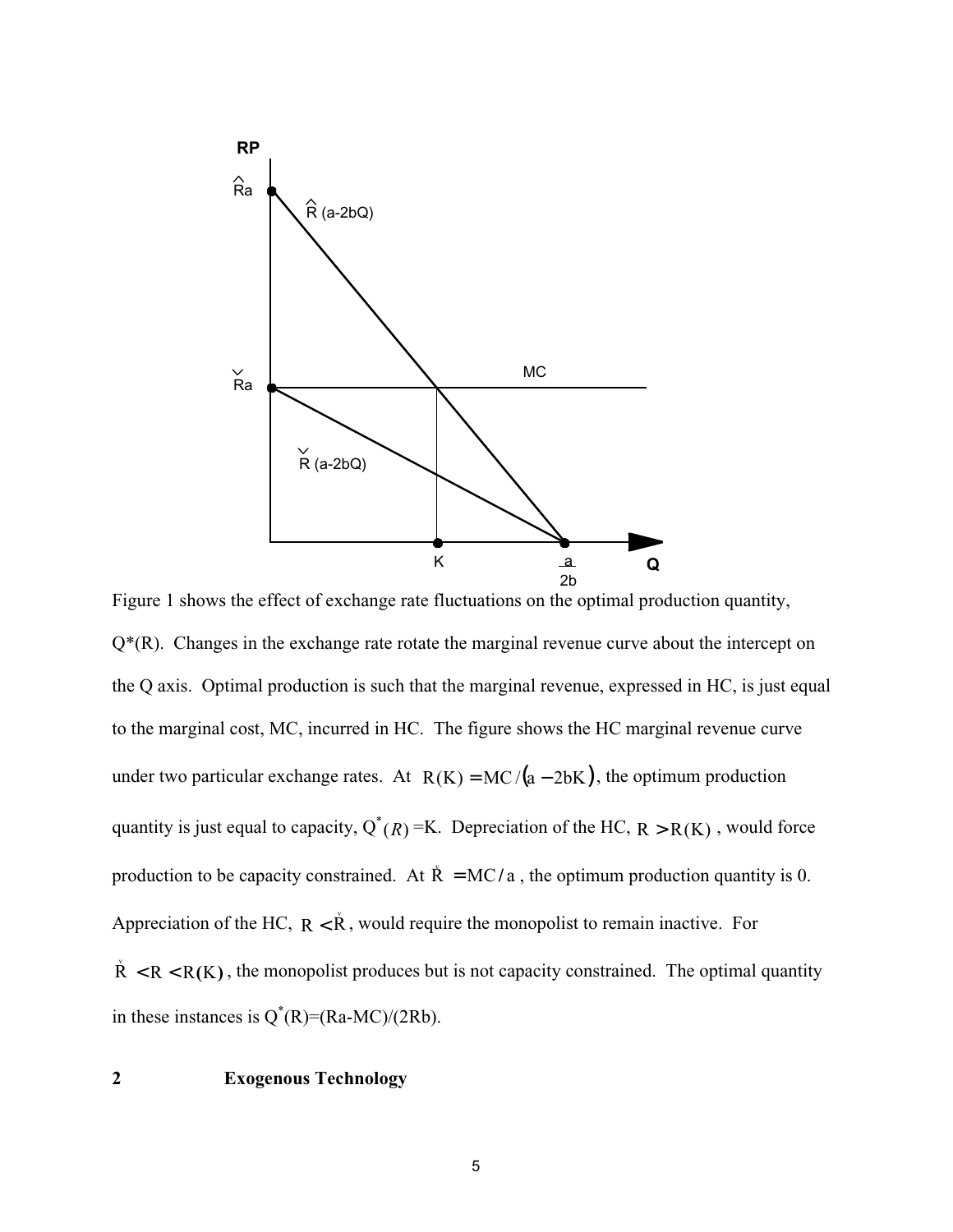Figure 1 shows the effect of exchange rate fluctuations on the optimal production quantity, $Q^*(R)$. Changes in the exchange rate rotate the marginal revenue curve about the intercept on the Q axis. Optimal production is such that the marginal revenue, expressed in HC, is just equal to the marginal cost, MC, incurred in HC. The figure shows the HC marginal revenue curve under two particular exchange rates. At $R(K) = MC/(a - 2bK)$, the optimum production quantity is just equal to capacity, $Q^*(R) = K$. Depreciation of the HC, $R > R(K)$, would force production to be capacity constrained. At $\check{R} = MC/a$, the optimum production quantity is 0. Appreciation of the HC, $R < \check{R}$, would require the monopolist to remain inactive. For $\check{R} < R < R(K)$, the monopolist produces but is not capacity constrained. The optimal quantity in these instances is $Q^*(R) = (Ra - MC)/(2Rb)$.

## 2 Exogenous Technology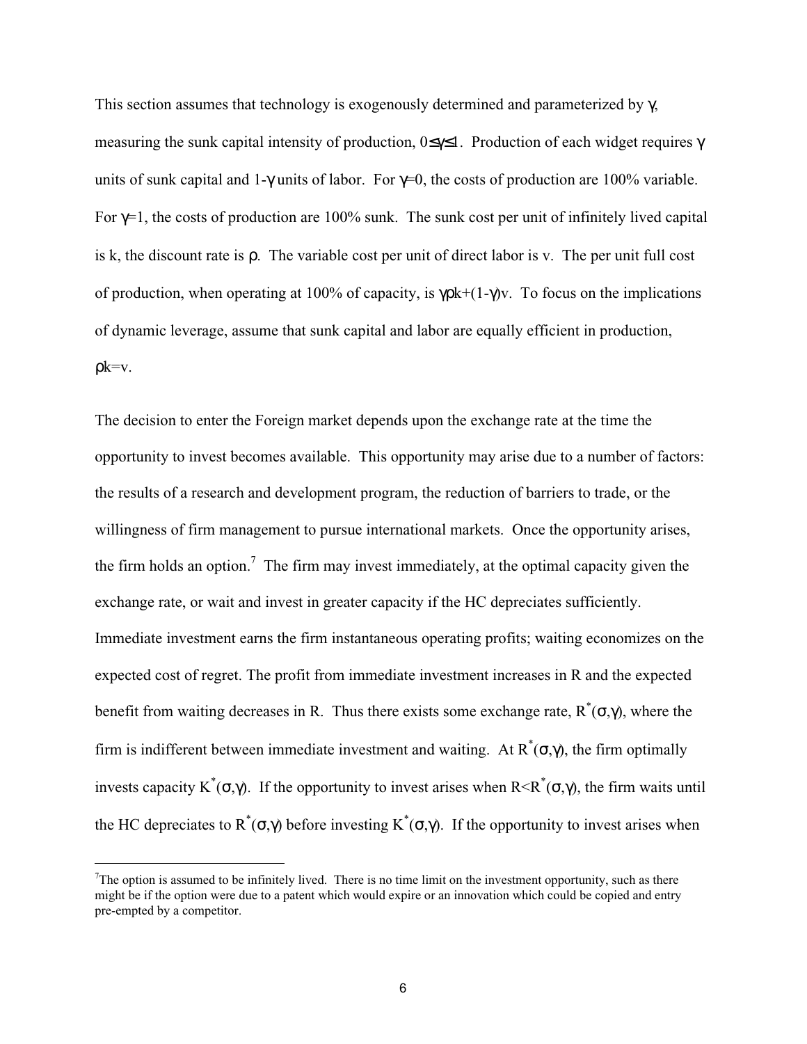This section assumes that technology is exogenously determined and parameterized by $\gamma$, measuring the sunk capital intensity of production, $0 \leq \gamma \leq 1$. Production of each widget requires $\gamma$ units of sunk capital and $1-\gamma$ units of labor. For $\gamma=0$, the costs of production are 100% variable. For $\gamma=1$, the costs of production are 100% sunk. The sunk cost per unit of infinitely lived capital is k, the discount rate is $\rho$. The variable cost per unit of direct labor is v. The per unit full cost of production, when operating at 100% of capacity, is $\gamma\rho k+(1-\gamma)v$. To focus on the implications of dynamic leverage, assume that sunk capital and labor are equally efficient in production, $\rho k=v$.

The decision to enter the Foreign market depends upon the exchange rate at the time the opportunity to invest becomes available. This opportunity may arise due to a number of factors: the results of a research and development program, the reduction of barriers to trade, or the willingness of firm management to pursue international markets. Once the opportunity arises, the firm holds an option.[7] The firm may invest immediately, at the optimal capacity given the exchange rate, or wait and invest in greater capacity if the HC depreciates sufficiently. Immediate investment earns the firm instantaneous operating profits; waiting economizes on the expected cost of regret. The profit from immediate investment increases in R and the expected benefit from waiting decreases in R. Thus there exists some exchange rate, $R^*(\sigma,\gamma)$, where the firm is indifferent between immediate investment and waiting. At $R^*(\sigma,\gamma)$, the firm optimally invests capacity $K^*(\sigma,\gamma)$. If the opportunity to invest arises when $R<R^*(\sigma,\gamma)$, the firm waits until the HC depreciates to $R^*(\sigma,\gamma)$ before investing $K^*(\sigma,\gamma)$. If the opportunity to invest arises when

[7] The option is assumed to be infinitely lived. There is no time limit on the investment opportunity, such as there might be if the option were due to a patent which would expire or an innovation which could be copied and entry pre-empted by a competitor.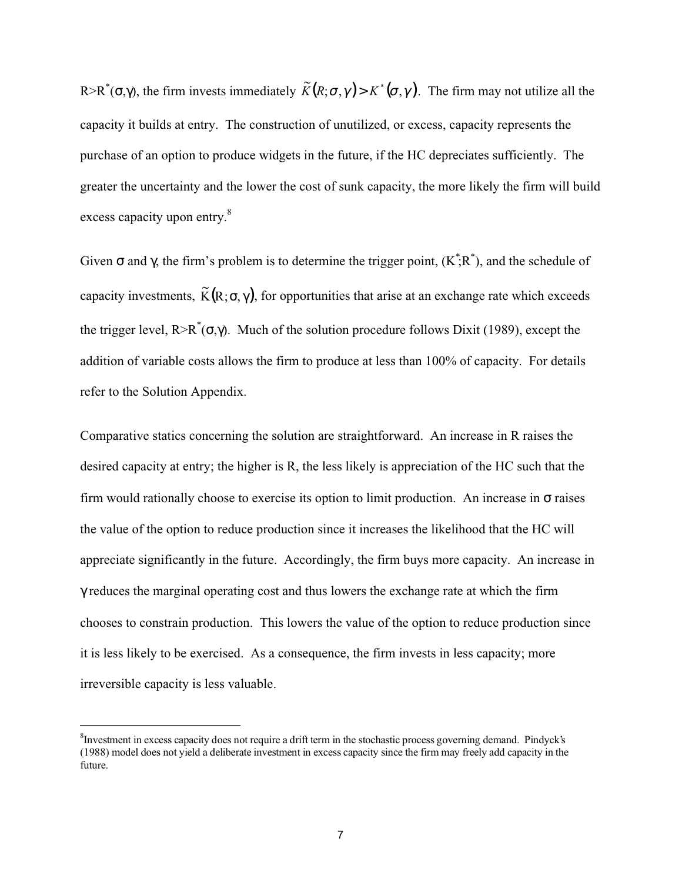$R>R^*(\sigma,\gamma)$, the firm invests immediately $\tilde{K}(R;\sigma,\gamma) > K^*(\sigma,\gamma)$. The firm may not utilize all the capacity it builds at entry. The construction of unutilized, or excess, capacity represents the purchase of an option to produce widgets in the future, if the HC depreciates sufficiently. The greater the uncertainty and the lower the cost of sunk capacity, the more likely the firm will build excess capacity upon entry.[8]

Given $\sigma$ and $\gamma$, the firm's problem is to determine the trigger point, $(K^*;R^*)$, and the schedule of capacity investments, $\tilde{K}(R;\sigma,\gamma)$, for opportunities that arise at an exchange rate which exceeds the trigger level, $R>R^*(\sigma,\gamma)$. Much of the solution procedure follows Dixit (1989), except the addition of variable costs allows the firm to produce at less than 100% of capacity. For details refer to the Solution Appendix.

Comparative statics concerning the solution are straightforward. An increase in R raises the desired capacity at entry; the higher is R, the less likely is appreciation of the HC such that the firm would rationally choose to exercise its option to limit production. An increase in $\sigma$ raises the value of the option to reduce production since it increases the likelihood that the HC will appreciate significantly in the future. Accordingly, the firm buys more capacity. An increase in $\gamma$ reduces the marginal operating cost and thus lowers the exchange rate at which the firm chooses to constrain production. This lowers the value of the option to reduce production since it is less likely to be exercised. As a consequence, the firm invests in less capacity; more irreversible capacity is less valuable.

[8] Investment in excess capacity does not require a drift term in the stochastic process governing demand. Pindyck's (1988) model does not yield a deliberate investment in excess capacity since the firm may freely add capacity in the future.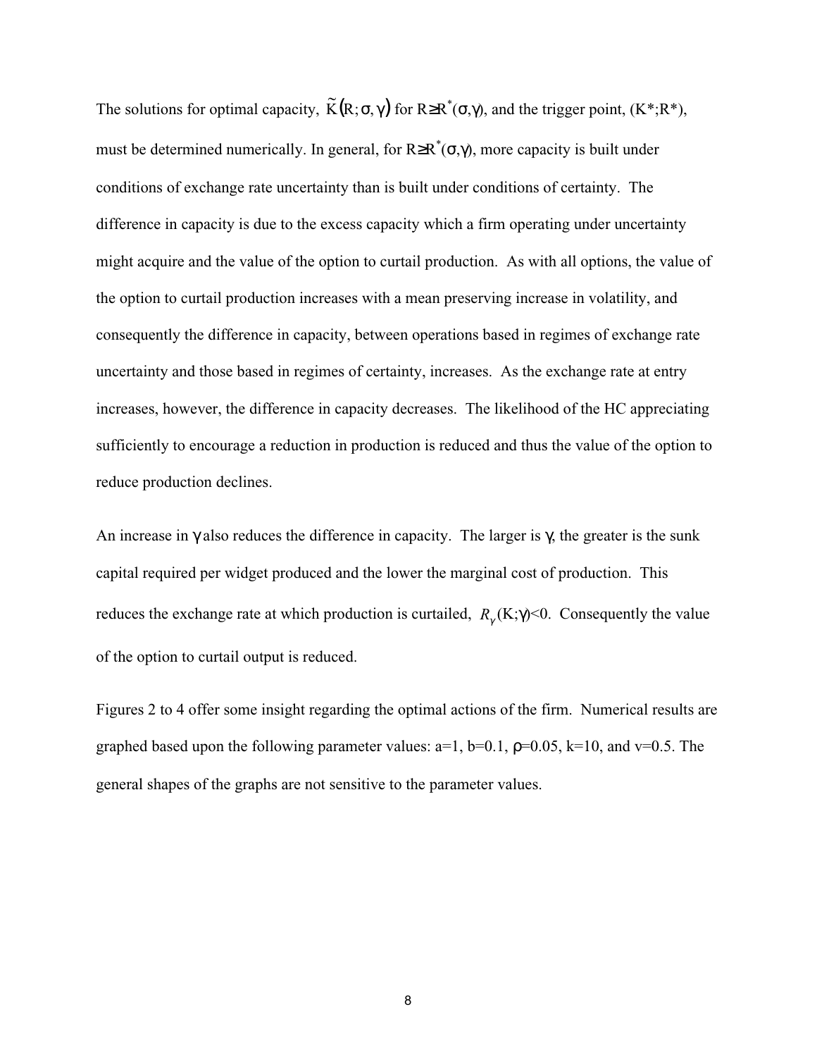The solutions for optimal capacity, $\tilde{K}(R;\sigma,\gamma)$ for $R \geq R^*(\sigma,\gamma)$, and the trigger point, $(K^*;R^*)$, must be determined numerically. In general, for $R \geq R^*(\sigma,\gamma)$, more capacity is built under conditions of exchange rate uncertainty than is built under conditions of certainty. The difference in capacity is due to the excess capacity which a firm operating under uncertainty might acquire and the value of the option to curtail production. As with all options, the value of the option to curtail production increases with a mean preserving increase in volatility, and consequently the difference in capacity, between operations based in regimes of exchange rate uncertainty and those based in regimes of certainty, increases. As the exchange rate at entry increases, however, the difference in capacity decreases. The likelihood of the HC appreciating sufficiently to encourage a reduction in production is reduced and thus the value of the option to reduce production declines.

An increase in $\gamma$ also reduces the difference in capacity. The larger is $\gamma$, the greater is the sunk capital required per widget produced and the lower the marginal cost of production. This reduces the exchange rate at which production is curtailed, $R_\gamma(K;\gamma)<0$. Consequently the value of the option to curtail output is reduced.

Figures 2 to 4 offer some insight regarding the optimal actions of the firm. Numerical results are graphed based upon the following parameter values: $a=1$, $b=0.1$, $\rho=0.05$, $k=10$, and $v=0.5$. The general shapes of the graphs are not sensitive to the parameter values.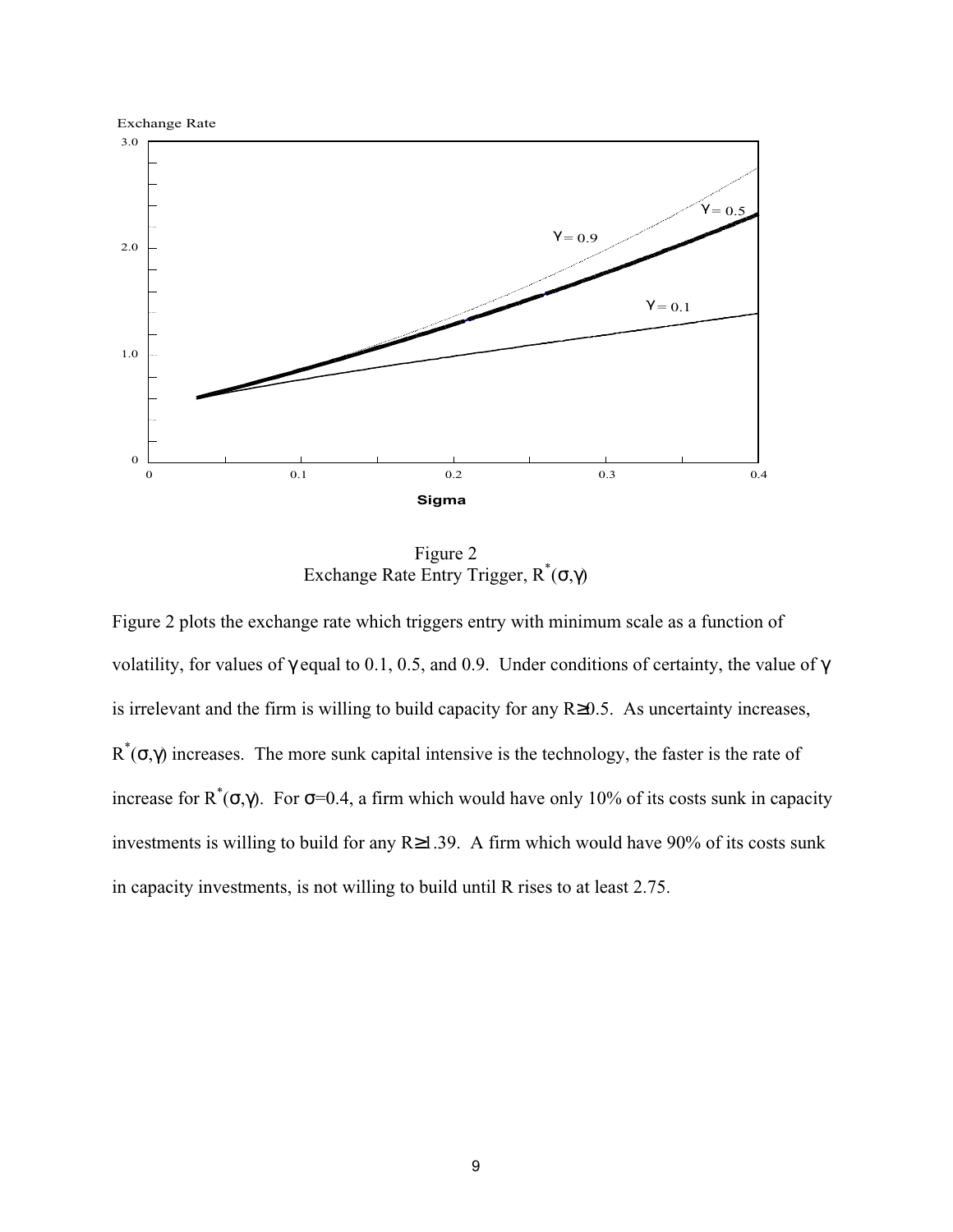Figure 2
Exchange Rate Entry Trigger, $R^*(\sigma,\gamma)$

Figure 2 plots the exchange rate which triggers entry with minimum scale as a function of volatility, for values of $\gamma$ equal to 0.1, 0.5, and 0.9. Under conditions of certainty, the value of $\gamma$ is irrelevant and the firm is willing to build capacity for any $R \geq 0.5$. As uncertainty increases, $R^*(\sigma,\gamma)$ increases. The more sunk capital intensive is the technology, the faster is the rate of increase for $R^*(\sigma,\gamma)$. For $\sigma=0.4$, a firm which would have only 10% of its costs sunk in capacity investments is willing to build for any $R \geq 1.39$. A firm which would have 90% of its costs sunk in capacity investments, is not willing to build until R rises to at least 2.75.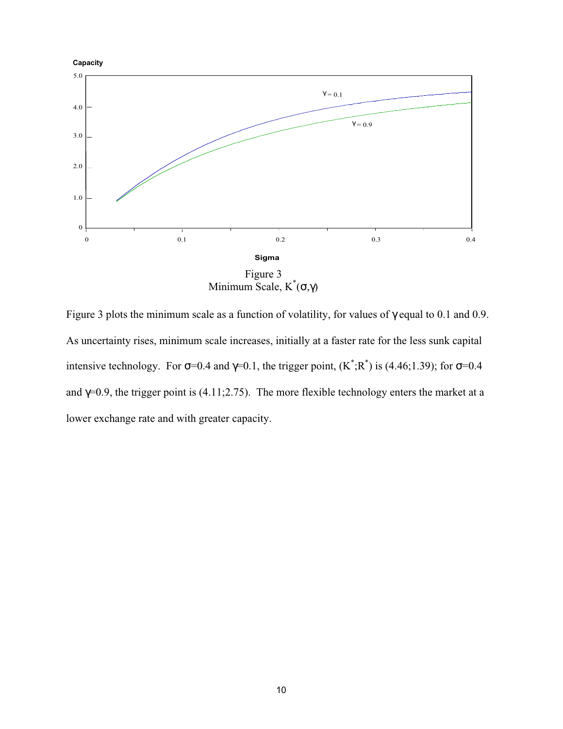Figure 3
Minimum Scale, $K^*(\sigma,\gamma)$

Figure 3 plots the minimum scale as a function of volatility, for values of $\gamma$ equal to 0.1 and 0.9. As uncertainty rises, minimum scale increases, initially at a faster rate for the less sunk capital intensive technology. For $\sigma$=0.4 and $\gamma$=0.1, the trigger point, $(K^*;R^*)$ is (4.46;1.39); for $\sigma$=0.4 and $\gamma$=0.9, the trigger point is (4.11;2.75). The more flexible technology enters the market at a lower exchange rate and with greater capacity.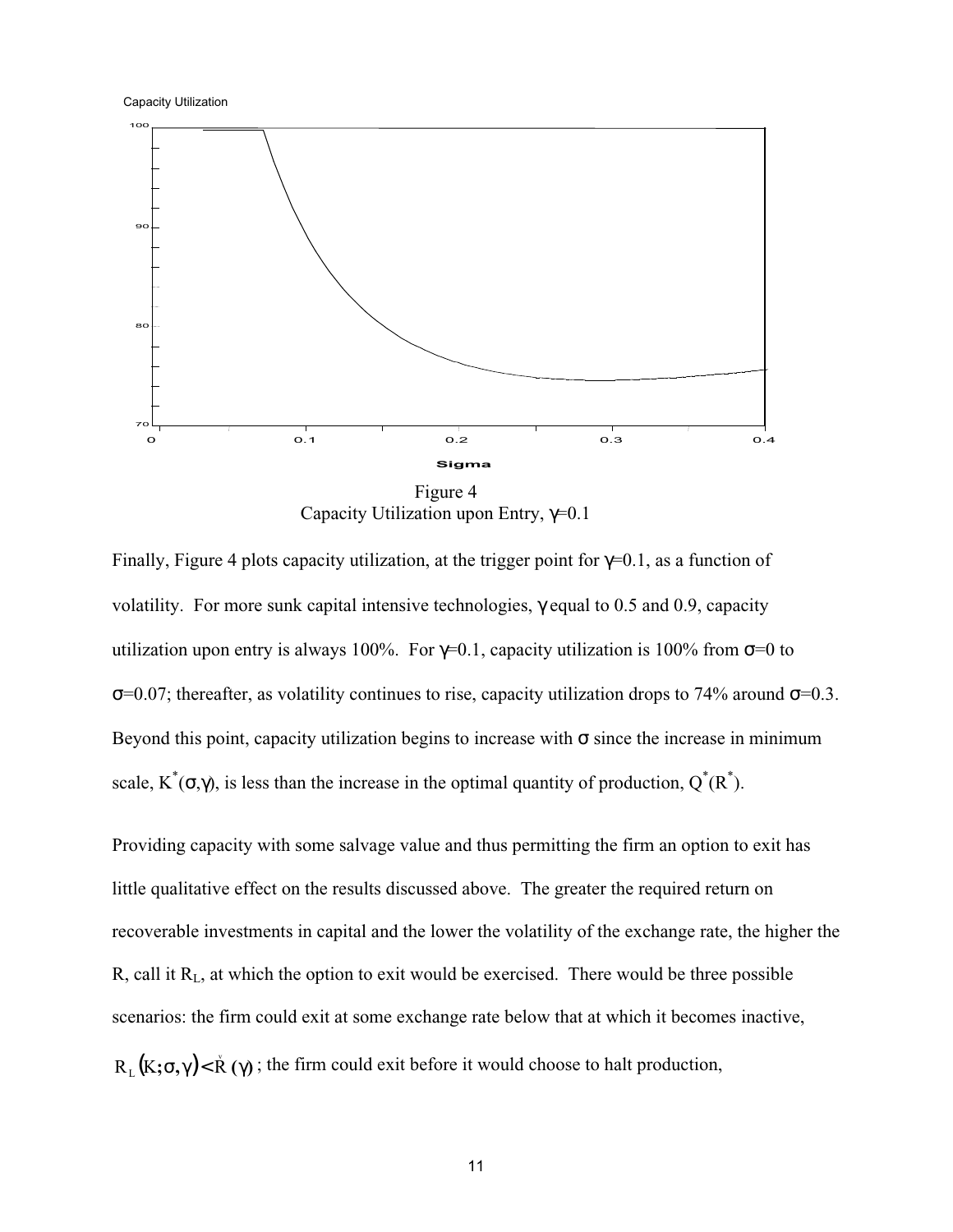Figure 4
Capacity Utilization upon Entry, $\gamma$=0.1

Finally, Figure 4 plots capacity utilization, at the trigger point for $\gamma$=0.1, as a function of volatility. For more sunk capital intensive technologies, $\gamma$ equal to 0.5 and 0.9, capacity utilization upon entry is always 100%. For $\gamma$=0.1, capacity utilization is 100% from $\sigma$=0 to $\sigma$=0.07; thereafter, as volatility continues to rise, capacity utilization drops to 74% around $\sigma$=0.3. Beyond this point, capacity utilization begins to increase with $\sigma$ since the increase in minimum scale, $K^*(\sigma,\gamma)$, is less than the increase in the optimal quantity of production, $Q^*(R^*)$.

Providing capacity with some salvage value and thus permitting the firm an option to exit has little qualitative effect on the results discussed above. The greater the required return on recoverable investments in capital and the lower the volatility of the exchange rate, the higher the R, call it $R_L$, at which the option to exit would be exercised. There would be three possible scenarios: the firm could exit at some exchange rate below that at which it becomes inactive, $R_L(K;\sigma,\gamma) < \check{R}(\gamma)$; the firm could exit before it would choose to halt production,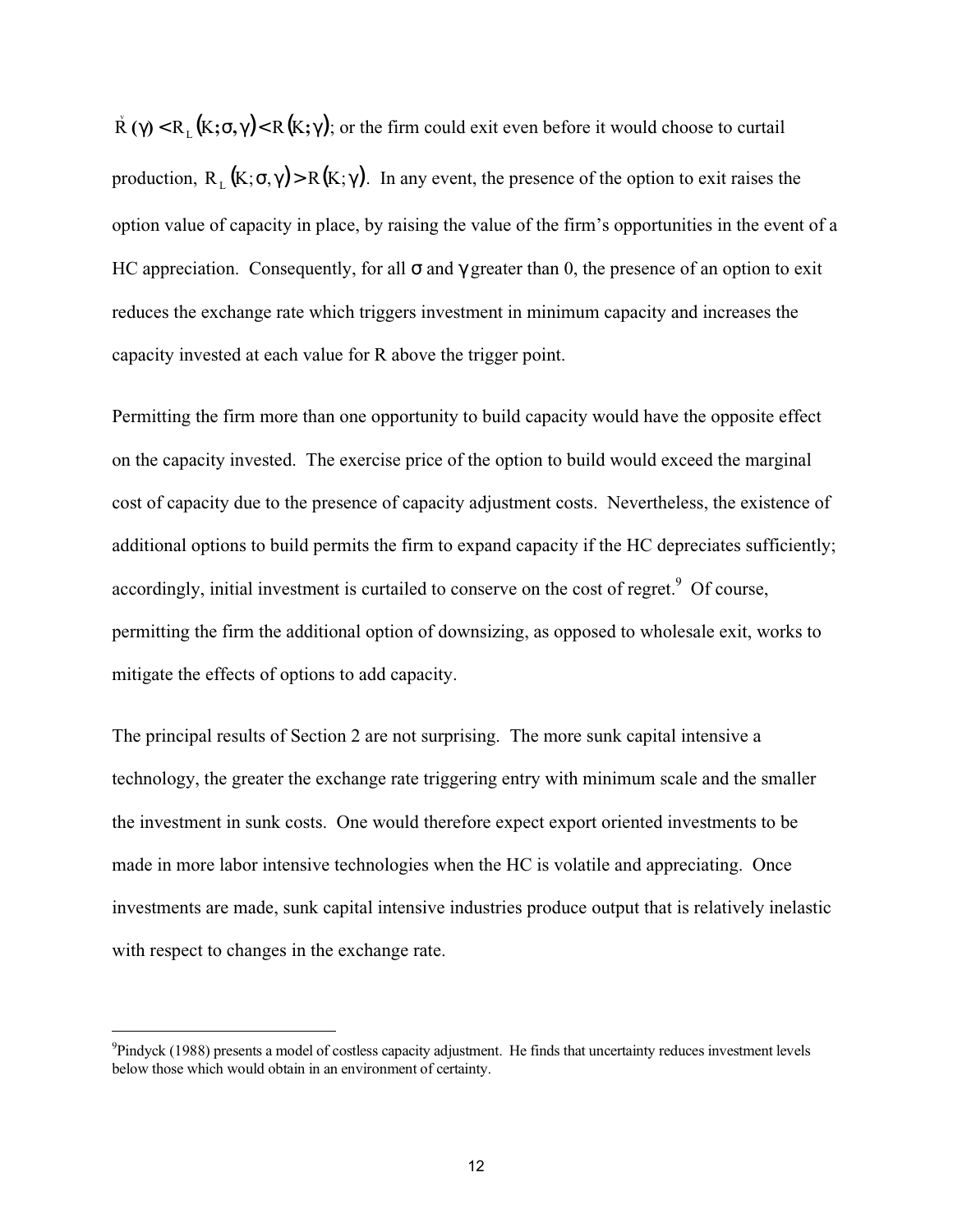$\check{R}(\gamma) < R_L(K;\sigma,\gamma) < R(K;\gamma)$; or the firm could exit even before it would choose to curtail production, $R_L(K;\sigma,\gamma) > R(K;\gamma)$. In any event, the presence of the option to exit raises the option value of capacity in place, by raising the value of the firm's opportunities in the event of a HC appreciation. Consequently, for all $\sigma$ and $\gamma$ greater than 0, the presence of an option to exit reduces the exchange rate which triggers investment in minimum capacity and increases the capacity invested at each value for R above the trigger point.

Permitting the firm more than one opportunity to build capacity would have the opposite effect on the capacity invested. The exercise price of the option to build would exceed the marginal cost of capacity due to the presence of capacity adjustment costs. Nevertheless, the existence of additional options to build permits the firm to expand capacity if the HC depreciates sufficiently; accordingly, initial investment is curtailed to conserve on the cost of regret.[9] Of course, permitting the firm the additional option of downsizing, as opposed to wholesale exit, works to mitigate the effects of options to add capacity.

The principal results of Section 2 are not surprising. The more sunk capital intensive a technology, the greater the exchange rate triggering entry with minimum scale and the smaller the investment in sunk costs. One would therefore expect export oriented investments to be made in more labor intensive technologies when the HC is volatile and appreciating. Once investments are made, sunk capital intensive industries produce output that is relatively inelastic with respect to changes in the exchange rate.

[9]Pindyck (1988) presents a model of costless capacity adjustment. He finds that uncertainty reduces investment levels below those which would obtain in an environment of certainty.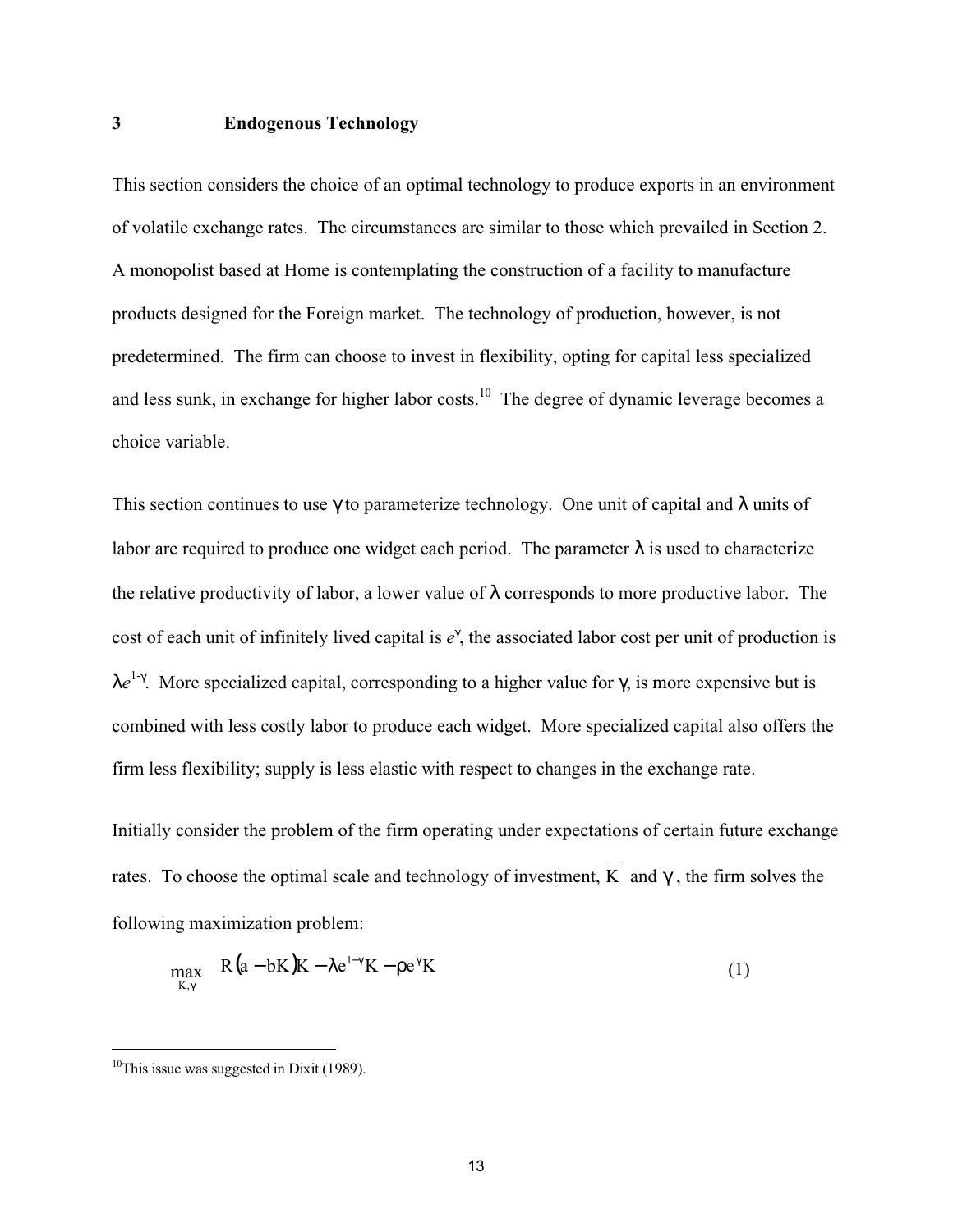# 3 Endogenous Technology

This section considers the choice of an optimal technology to produce exports in an environment of volatile exchange rates. The circumstances are similar to those which prevailed in Section 2. A monopolist based at Home is contemplating the construction of a facility to manufacture products designed for the Foreign market. The technology of production, however, is not predetermined. The firm can choose to invest in flexibility, opting for capital less specialized and less sunk, in exchange for higher labor costs.[10] The degree of dynamic leverage becomes a choice variable.

This section continues to use $\gamma$ to parameterize technology. One unit of capital and $\lambda$ units of labor are required to produce one widget each period. The parameter $\lambda$ is used to characterize the relative productivity of labor, a lower value of $\lambda$ corresponds to more productive labor. The cost of each unit of infinitely lived capital is $e^{\gamma}$, the associated labor cost per unit of production is $\lambda e^{1-\gamma}$. More specialized capital, corresponding to a higher value for $\gamma$, is more expensive but is combined with less costly labor to produce each widget. More specialized capital also offers the firm less flexibility; supply is less elastic with respect to changes in the exchange rate.

Initially consider the problem of the firm operating under expectations of certain future exchange rates. To choose the optimal scale and technology of investment, $\overline{K}$ and $\overline{\gamma}$, the firm solves the following maximization problem:

$$\max_{K,\gamma} \quad R(a - bK)K - \lambda e^{1-\gamma}K - \rho e^{\gamma}K \tag{1}$$

[10] This issue was suggested in Dixit (1989).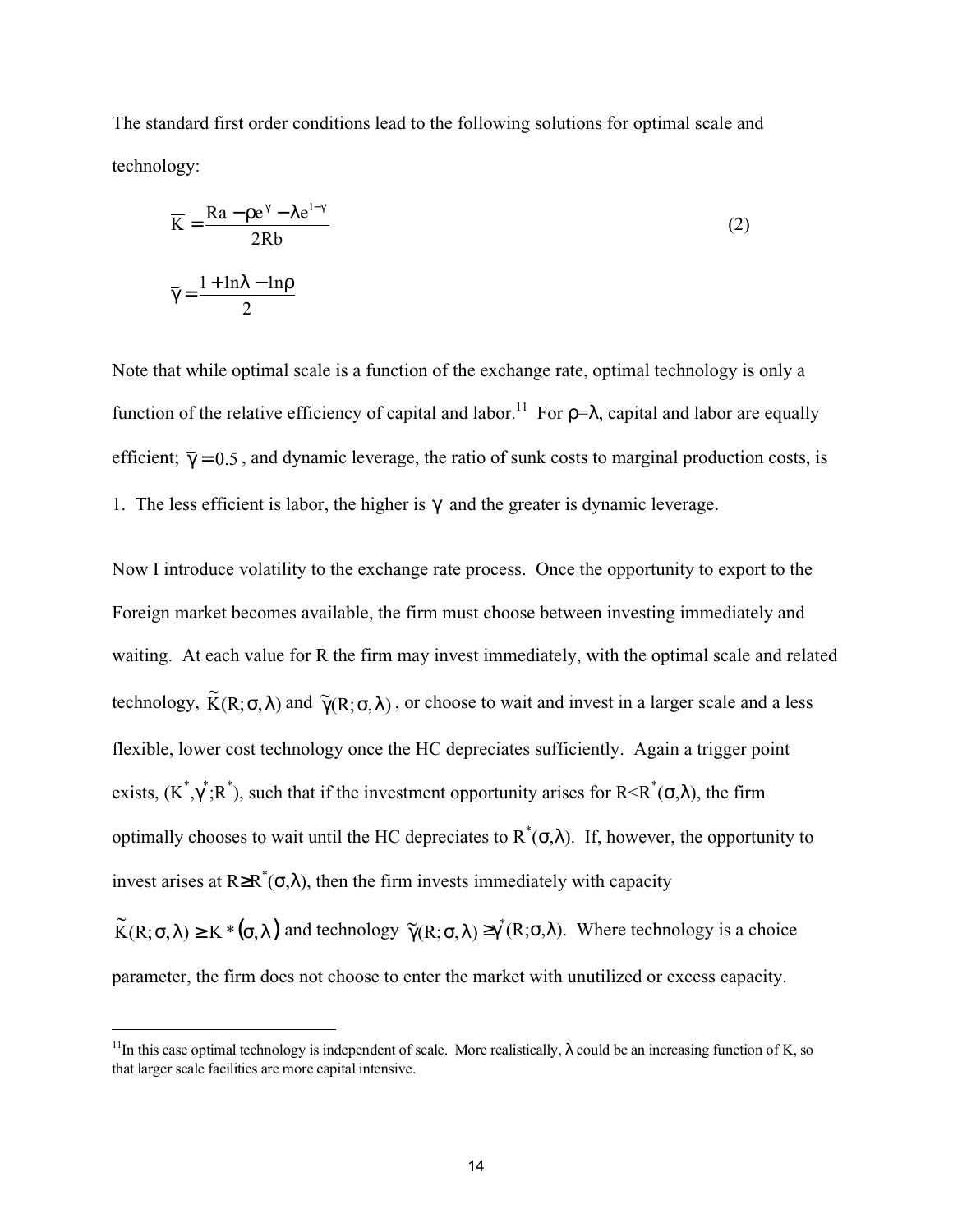The standard first order conditions lead to the following solutions for optimal scale and technology:

$$\overline{K} = \frac{Ra - \rho e^{\gamma} - \lambda e^{1-\gamma}}{2Rb} \tag{2}$$

$$\overline{\gamma} = \frac{1 + \ln\lambda - \ln\rho}{2}$$

Note that while optimal scale is a function of the exchange rate, optimal technology is only a function of the relative efficiency of capital and labor.[11] For $\rho=\lambda$, capital and labor are equally efficient; $\overline{\gamma} = 0.5$, and dynamic leverage, the ratio of sunk costs to marginal production costs, is 1. The less efficient is labor, the higher is $\overline{\gamma}$ and the greater is dynamic leverage.

Now I introduce volatility to the exchange rate process. Once the opportunity to export to the Foreign market becomes available, the firm must choose between investing immediately and waiting. At each value for R the firm may invest immediately, with the optimal scale and related technology, $\tilde{K}(R;\sigma,\lambda)$ and $\tilde{\gamma}(R;\sigma,\lambda)$, or choose to wait and invest in a larger scale and a less flexible, lower cost technology once the HC depreciates sufficiently. Again a trigger point exists, $(K^*,\gamma^*;R^*)$, such that if the investment opportunity arises for $R<R^*(\sigma,\lambda)$, the firm optimally chooses to wait until the HC depreciates to $R^*(\sigma,\lambda)$. If, however, the opportunity to invest arises at $R\geq R^*(\sigma,\lambda)$, then the firm invests immediately with capacity $\tilde{K}(R;\sigma,\lambda) \geq K^*(\sigma,\lambda)$ and technology $\tilde{\gamma}(R;\sigma,\lambda) \geq \gamma^*(R;\sigma,\lambda)$. Where technology is a choice parameter, the firm does not choose to enter the market with unutilized or excess capacity.

---

[11]In this case optimal technology is independent of scale. More realistically, $\lambda$ could be an increasing function of K, so that larger scale facilities are more capital intensive.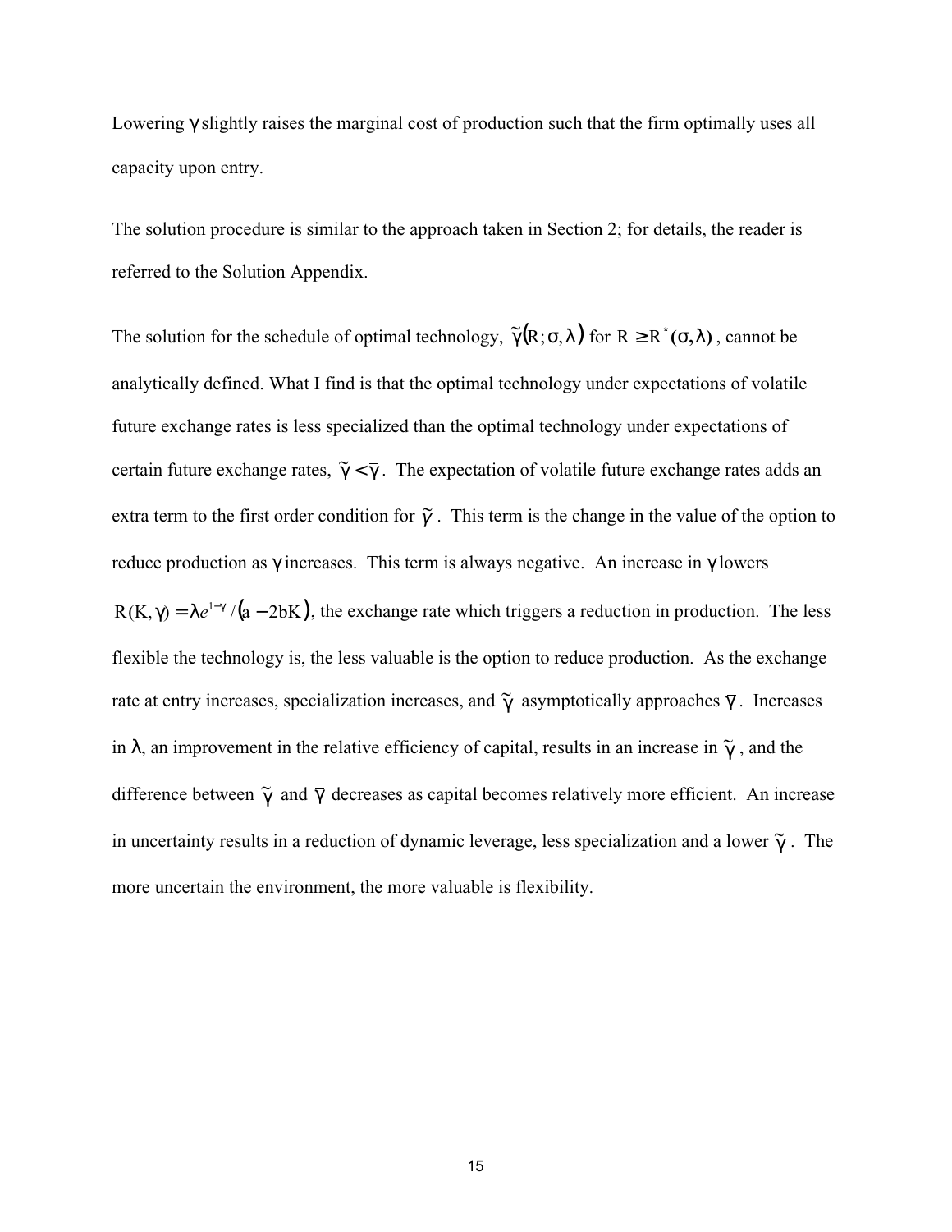Lowering $\gamma$ slightly raises the marginal cost of production such that the firm optimally uses all capacity upon entry.

The solution procedure is similar to the approach taken in Section 2; for details, the reader is referred to the Solution Appendix.

The solution for the schedule of optimal technology, $\tilde{\gamma}(R;\sigma,\lambda)$ for $R \geq R^*(\sigma,\lambda)$, cannot be analytically defined. What I find is that the optimal technology under expectations of volatile future exchange rates is less specialized than the optimal technology under expectations of certain future exchange rates, $\tilde{\gamma} < \bar{\gamma}$. The expectation of volatile future exchange rates adds an extra term to the first order condition for $\tilde{\gamma}$. This term is the change in the value of the option to reduce production as $\gamma$ increases. This term is always negative. An increase in $\gamma$ lowers $R(K,\gamma) = \lambda e^{1-\gamma}/(a - 2bK)$, the exchange rate which triggers a reduction in production. The less flexible the technology is, the less valuable is the option to reduce production. As the exchange rate at entry increases, specialization increases, and $\tilde{\gamma}$ asymptotically approaches $\bar{\gamma}$. Increases in $\lambda$, an improvement in the relative efficiency of capital, results in an increase in $\tilde{\gamma}$, and the difference between $\tilde{\gamma}$ and $\bar{\gamma}$ decreases as capital becomes relatively more efficient. An increase in uncertainty results in a reduction of dynamic leverage, less specialization and a lower $\tilde{\gamma}$. The more uncertain the environment, the more valuable is flexibility.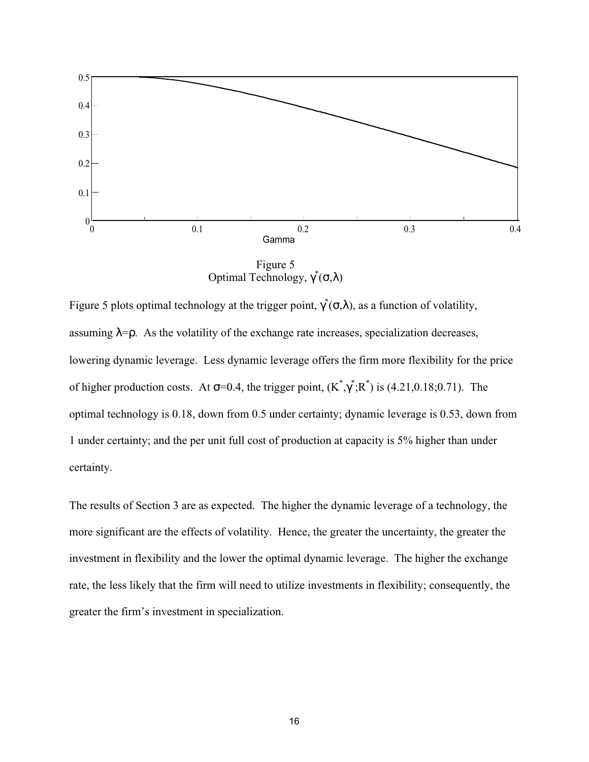Figure 5
Optimal Technology, $\gamma^*(\sigma,\lambda)$

Figure 5 plots optimal technology at the trigger point, $\gamma^*(\sigma,\lambda)$, as a function of volatility, assuming $\lambda=\rho$. As the volatility of the exchange rate increases, specialization decreases, lowering dynamic leverage. Less dynamic leverage offers the firm more flexibility for the price of higher production costs. At $\sigma$=0.4, the trigger point, $(K^*,\gamma^*;R^*)$ is (4.21,0.18;0.71). The optimal technology is 0.18, down from 0.5 under certainty; dynamic leverage is 0.53, down from 1 under certainty; and the per unit full cost of production at capacity is 5% higher than under certainty.

The results of Section 3 are as expected. The higher the dynamic leverage of a technology, the more significant are the effects of volatility. Hence, the greater the uncertainty, the greater the investment in flexibility and the lower the optimal dynamic leverage. The higher the exchange rate, the less likely that the firm will need to utilize investments in flexibility; consequently, the greater the firm's investment in specialization.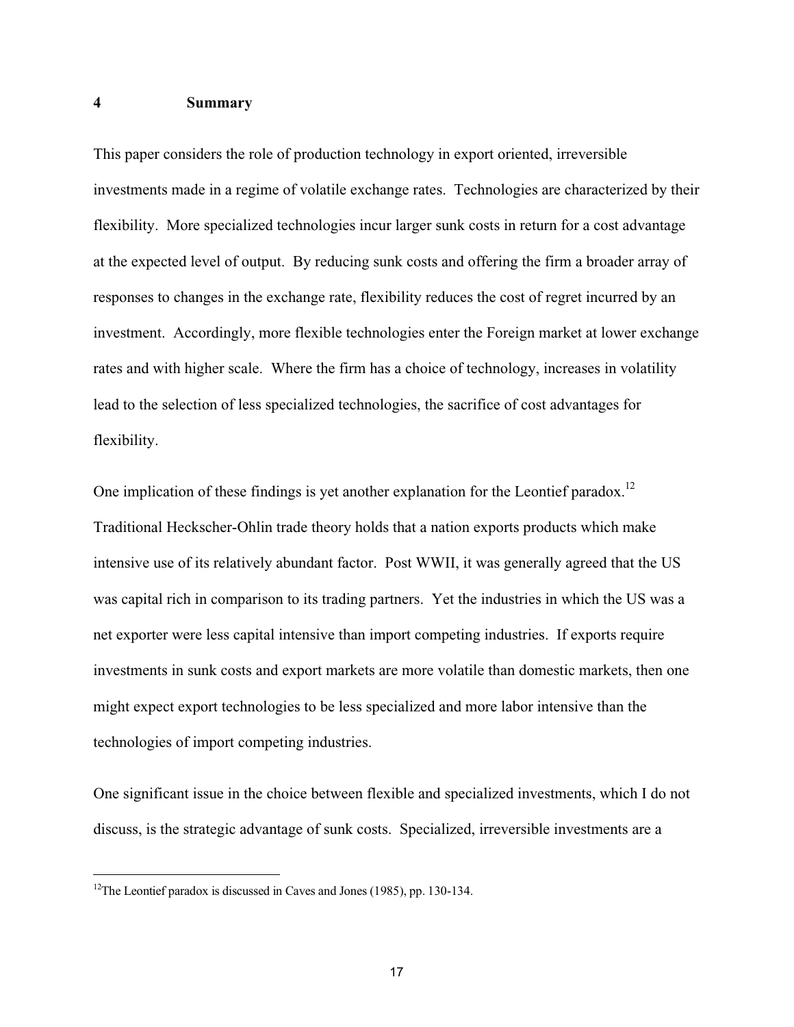## 4 Summary

This paper considers the role of production technology in export oriented, irreversible investments made in a regime of volatile exchange rates. Technologies are characterized by their flexibility. More specialized technologies incur larger sunk costs in return for a cost advantage at the expected level of output. By reducing sunk costs and offering the firm a broader array of responses to changes in the exchange rate, flexibility reduces the cost of regret incurred by an investment. Accordingly, more flexible technologies enter the Foreign market at lower exchange rates and with higher scale. Where the firm has a choice of technology, increases in volatility lead to the selection of less specialized technologies, the sacrifice of cost advantages for flexibility.

One implication of these findings is yet another explanation for the Leontief paradox.[12] Traditional Heckscher-Ohlin trade theory holds that a nation exports products which make intensive use of its relatively abundant factor. Post WWII, it was generally agreed that the US was capital rich in comparison to its trading partners. Yet the industries in which the US was a net exporter were less capital intensive than import competing industries. If exports require investments in sunk costs and export markets are more volatile than domestic markets, then one might expect export technologies to be less specialized and more labor intensive than the technologies of import competing industries.

One significant issue in the choice between flexible and specialized investments, which I do not discuss, is the strategic advantage of sunk costs. Specialized, irreversible investments are a

---

[12] The Leontief paradox is discussed in Caves and Jones (1985), pp. 130-134.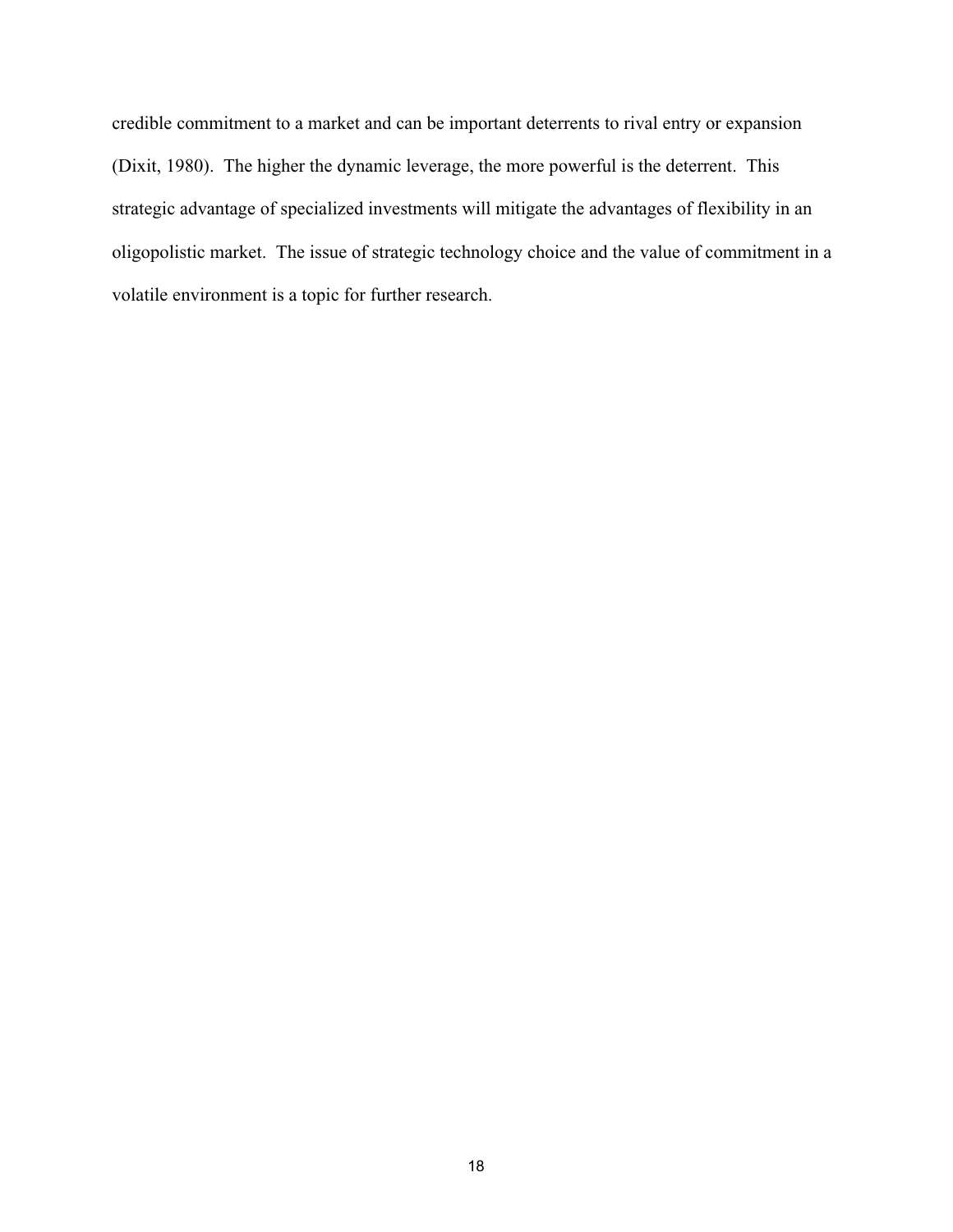credible commitment to a market and can be important deterrents to rival entry or expansion (Dixit, 1980). The higher the dynamic leverage, the more powerful is the deterrent. This strategic advantage of specialized investments will mitigate the advantages of flexibility in an oligopolistic market. The issue of strategic technology choice and the value of commitment in a volatile environment is a topic for further research.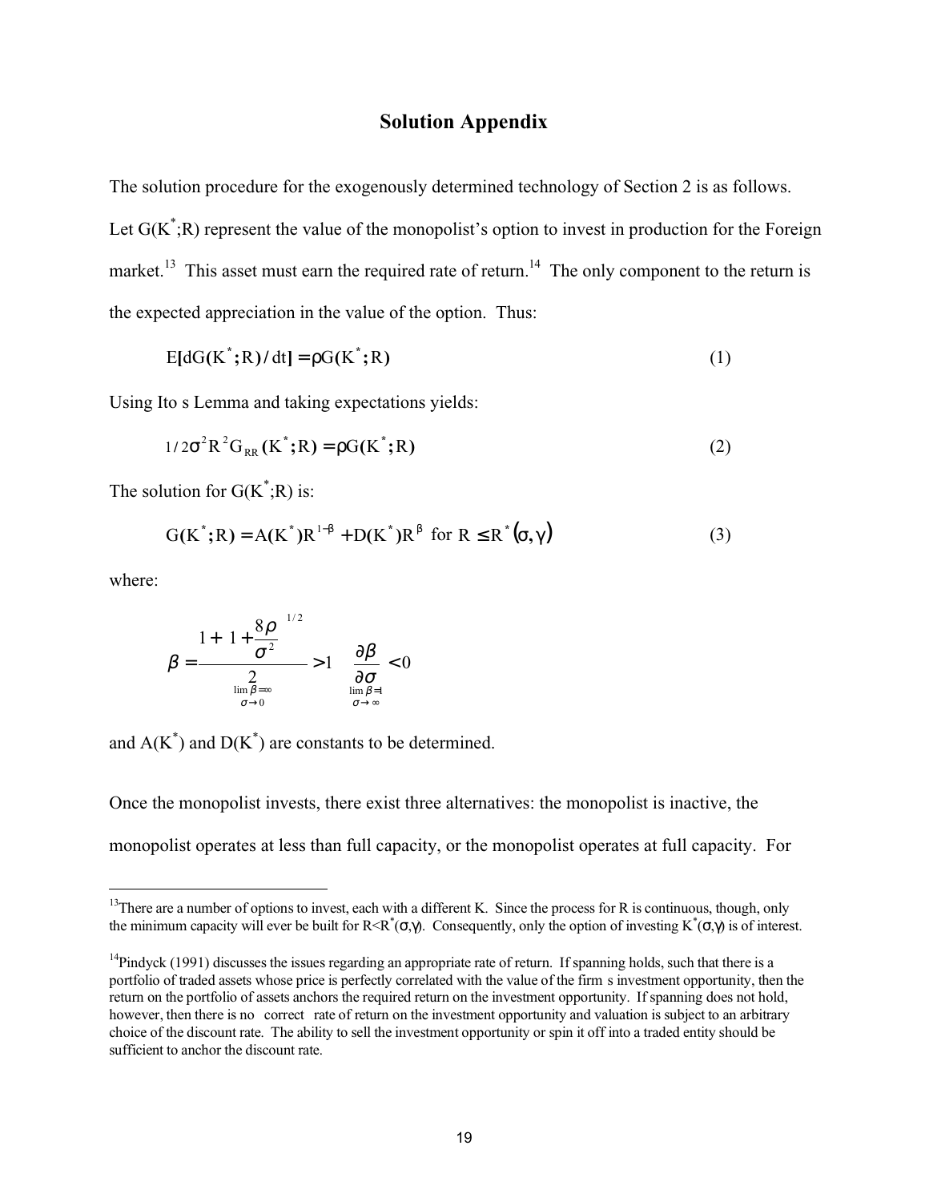## Solution Appendix

The solution procedure for the exogenously determined technology of Section 2 is as follows. Let $G(K^*;R)$ represent the value of the monopolist's option to invest in production for the Foreign market.[13] This asset must earn the required rate of return.[14] The only component to the return is the expected appreciation in the value of the option. Thus:

$$E[dG(K^*;R)/dt] = \rho G(K^*;R) \tag{1}$$

Using Ito s Lemma and taking expectations yields:

$$1/2\sigma^2 R^2 G_{RR}(K^*;R) = \rho G(K^*;R) \tag{2}$$

The solution for $G(K^*;R)$ is:

$$G(K^*;R) = A(K^*)R^{1-\beta} + D(K^*)R^{\beta} \text{ for } R \leq R^*(\sigma,\gamma) \tag{3}$$

where:

$$\beta = \frac{1+\left(1+\dfrac{8\rho}{\sigma^2}\right)^{1/2}}{2} > 1 \qquad \frac{\partial\beta}{\partial\sigma} < 0$$

$$\lim_{\sigma\to 0}\beta = \infty \qquad \lim_{\sigma\to\infty}\beta = 1$$

and $A(K^*)$ and $D(K^*)$ are constants to be determined.

Once the monopolist invests, there exist three alternatives: the monopolist is inactive, the monopolist operates at less than full capacity, or the monopolist operates at full capacity. For

---

[13] There are a number of options to invest, each with a different K. Since the process for R is continuous, though, only the minimum capacity will ever be built for $R<R^*(\sigma,\gamma)$. Consequently, only the option of investing $K^*(\sigma,\gamma)$ is of interest.

[14] Pindyck (1991) discusses the issues regarding an appropriate rate of return. If spanning holds, such that there is a portfolio of traded assets whose price is perfectly correlated with the value of the firm s investment opportunity, then the return on the portfolio of assets anchors the required return on the investment opportunity. If spanning does not hold, however, then there is no correct rate of return on the investment opportunity and valuation is subject to an arbitrary choice of the discount rate. The ability to sell the investment opportunity or spin it off into a traded entity should be sufficient to anchor the discount rate.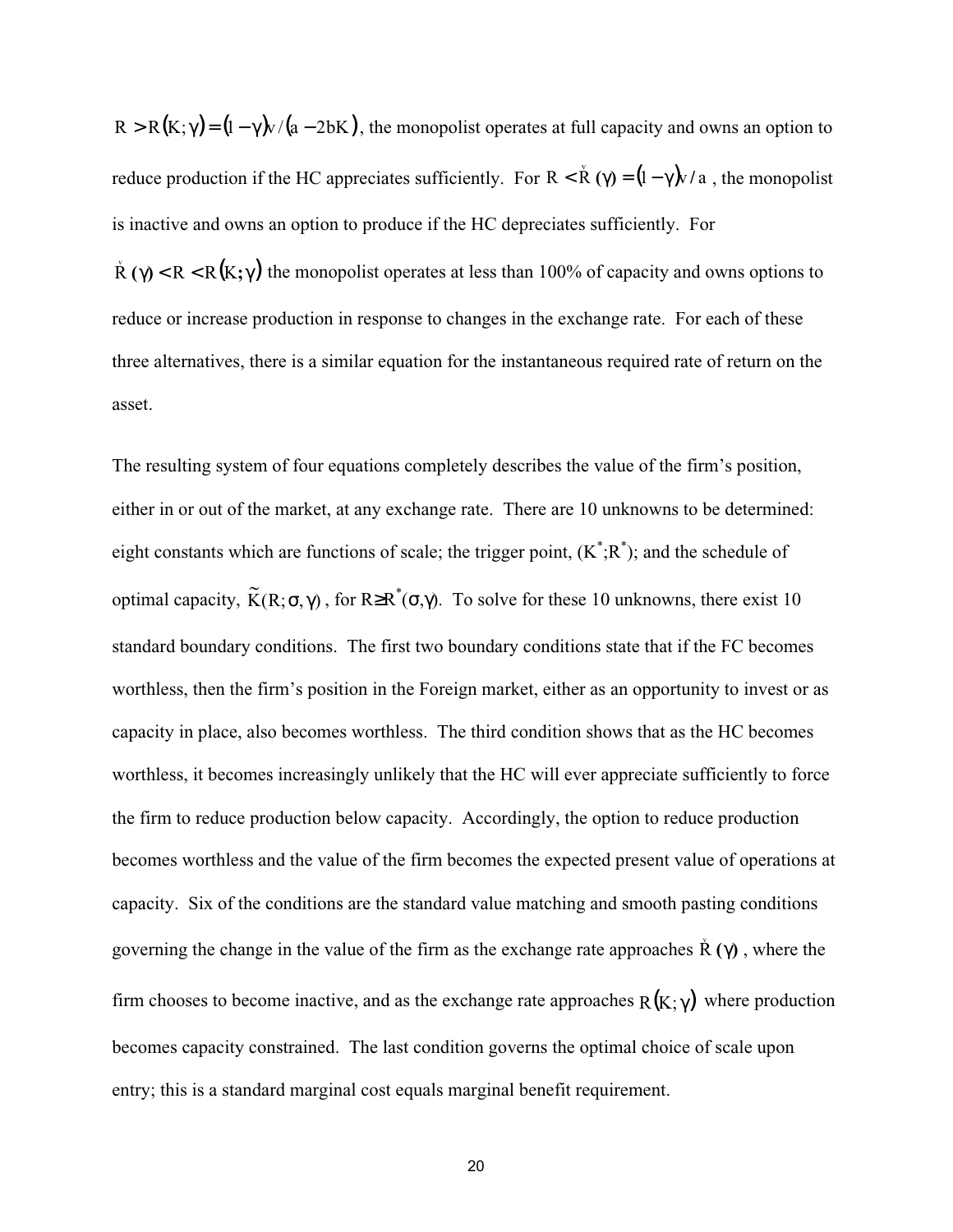$R > R(K;\gamma) = (1-\gamma)v/(a-2bK)$, the monopolist operates at full capacity and owns an option to reduce production if the HC appreciates sufficiently. For $R < \check{R}(\gamma) = (1-\gamma)v/a$, the monopolist is inactive and owns an option to produce if the HC depreciates sufficiently. For $\check{R}(\gamma) < R < R(K;\gamma)$ the monopolist operates at less than 100% of capacity and owns options to reduce or increase production in response to changes in the exchange rate. For each of these three alternatives, there is a similar equation for the instantaneous required rate of return on the asset.

The resulting system of four equations completely describes the value of the firm's position, either in or out of the market, at any exchange rate. There are 10 unknowns to be determined: eight constants which are functions of scale; the trigger point, $(K^*;R^*)$; and the schedule of optimal capacity, $\tilde{K}(R;\sigma,\gamma)$, for $R \geq R^*(\sigma,\gamma)$. To solve for these 10 unknowns, there exist 10 standard boundary conditions. The first two boundary conditions state that if the FC becomes worthless, then the firm's position in the Foreign market, either as an opportunity to invest or as capacity in place, also becomes worthless. The third condition shows that as the HC becomes worthless, it becomes increasingly unlikely that the HC will ever appreciate sufficiently to force the firm to reduce production below capacity. Accordingly, the option to reduce production becomes worthless and the value of the firm becomes the expected present value of operations at capacity. Six of the conditions are the standard value matching and smooth pasting conditions governing the change in the value of the firm as the exchange rate approaches $\check{R}(\gamma)$, where the firm chooses to become inactive, and as the exchange rate approaches $R(K;\gamma)$ where production becomes capacity constrained. The last condition governs the optimal choice of scale upon entry; this is a standard marginal cost equals marginal benefit requirement.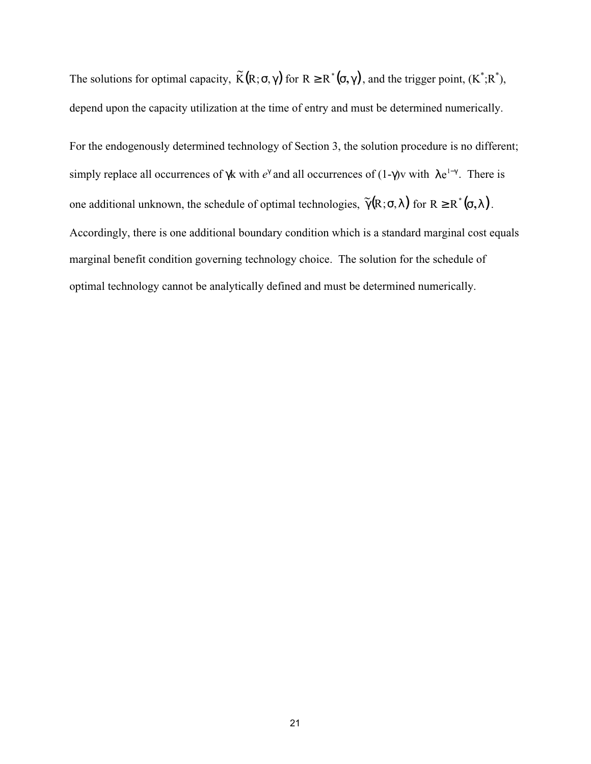The solutions for optimal capacity, $\tilde{K}(R;\sigma,\gamma)$ for $R \geq R^*(\sigma,\gamma)$, and the trigger point, $(K^*;R^*)$, depend upon the capacity utilization at the time of entry and must be determined numerically.

For the endogenously determined technology of Section 3, the solution procedure is no different; simply replace all occurrences of $\gamma k$ with $e^{\gamma}$ and all occurrences of $(1-\gamma)v$ with $\lambda e^{1-\gamma}$. There is one additional unknown, the schedule of optimal technologies, $\tilde{\gamma}(R;\sigma,\lambda)$ for $R \geq R^*(\sigma,\lambda)$. Accordingly, there is one additional boundary condition which is a standard marginal cost equals marginal benefit condition governing technology choice. The solution for the schedule of optimal technology cannot be analytically defined and must be determined numerically.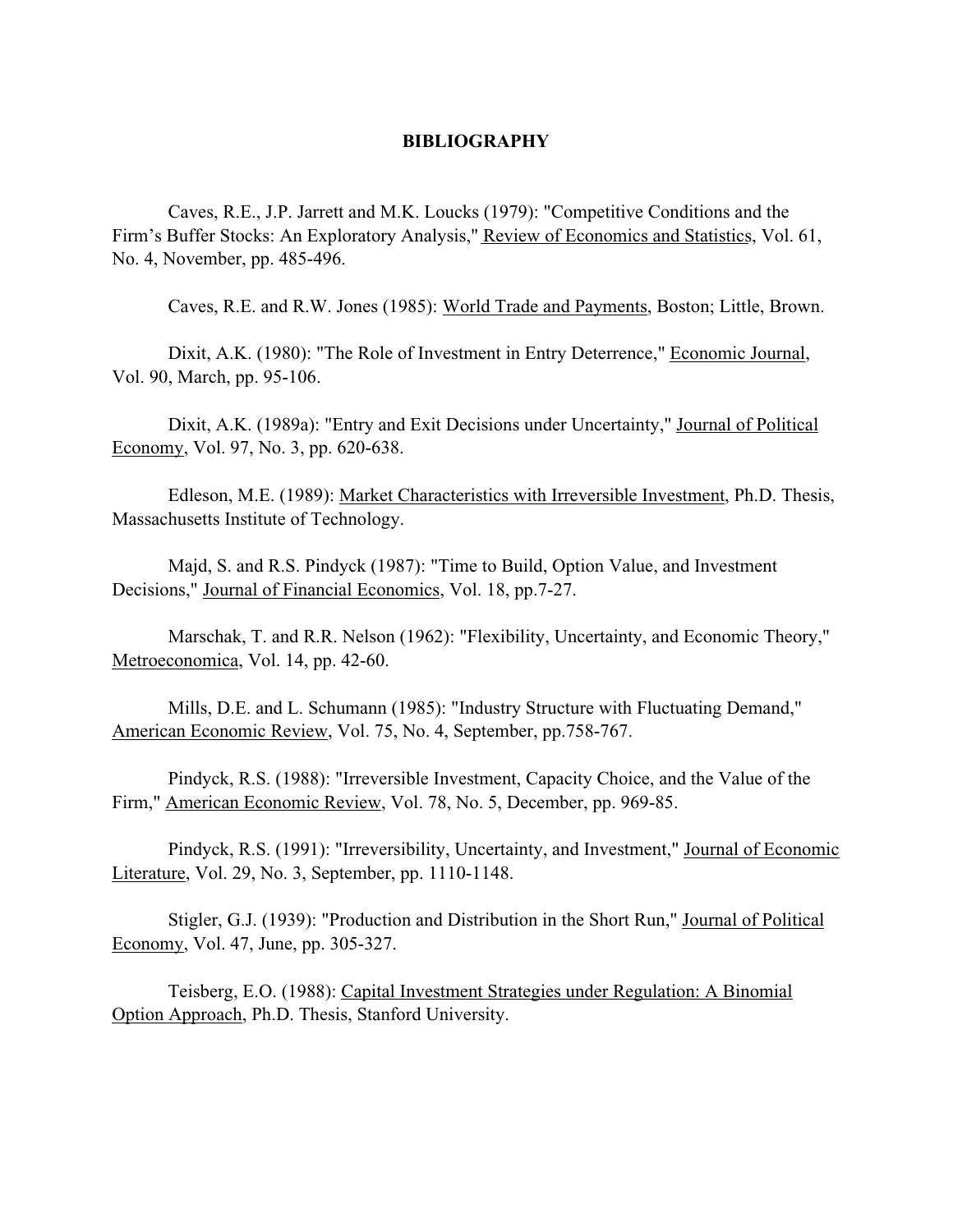# BIBLIOGRAPHY

Caves, R.E., J.P. Jarrett and M.K. Loucks (1979): "Competitive Conditions and the Firm's Buffer Stocks: An Exploratory Analysis," Review of Economics and Statistics, Vol. 61, No. 4, November, pp. 485-496.

Caves, R.E. and R.W. Jones (1985): World Trade and Payments, Boston; Little, Brown.

Dixit, A.K. (1980): "The Role of Investment in Entry Deterrence," Economic Journal, Vol. 90, March, pp. 95-106.

Dixit, A.K. (1989a): "Entry and Exit Decisions under Uncertainty," Journal of Political Economy, Vol. 97, No. 3, pp. 620-638.

Edleson, M.E. (1989): Market Characteristics with Irreversible Investment, Ph.D. Thesis, Massachusetts Institute of Technology.

Majd, S. and R.S. Pindyck (1987): "Time to Build, Option Value, and Investment Decisions," Journal of Financial Economics, Vol. 18, pp.7-27.

Marschak, T. and R.R. Nelson (1962): "Flexibility, Uncertainty, and Economic Theory," Metroeconomica, Vol. 14, pp. 42-60.

Mills, D.E. and L. Schumann (1985): "Industry Structure with Fluctuating Demand," American Economic Review, Vol. 75, No. 4, September, pp.758-767.

Pindyck, R.S. (1988): "Irreversible Investment, Capacity Choice, and the Value of the Firm," American Economic Review, Vol. 78, No. 5, December, pp. 969-85.

Pindyck, R.S. (1991): "Irreversibility, Uncertainty, and Investment," Journal of Economic Literature, Vol. 29, No. 3, September, pp. 1110-1148.

Stigler, G.J. (1939): "Production and Distribution in the Short Run," Journal of Political Economy, Vol. 47, June, pp. 305-327.

Teisberg, E.O. (1988): Capital Investment Strategies under Regulation: A Binomial Option Approach, Ph.D. Thesis, Stanford University.